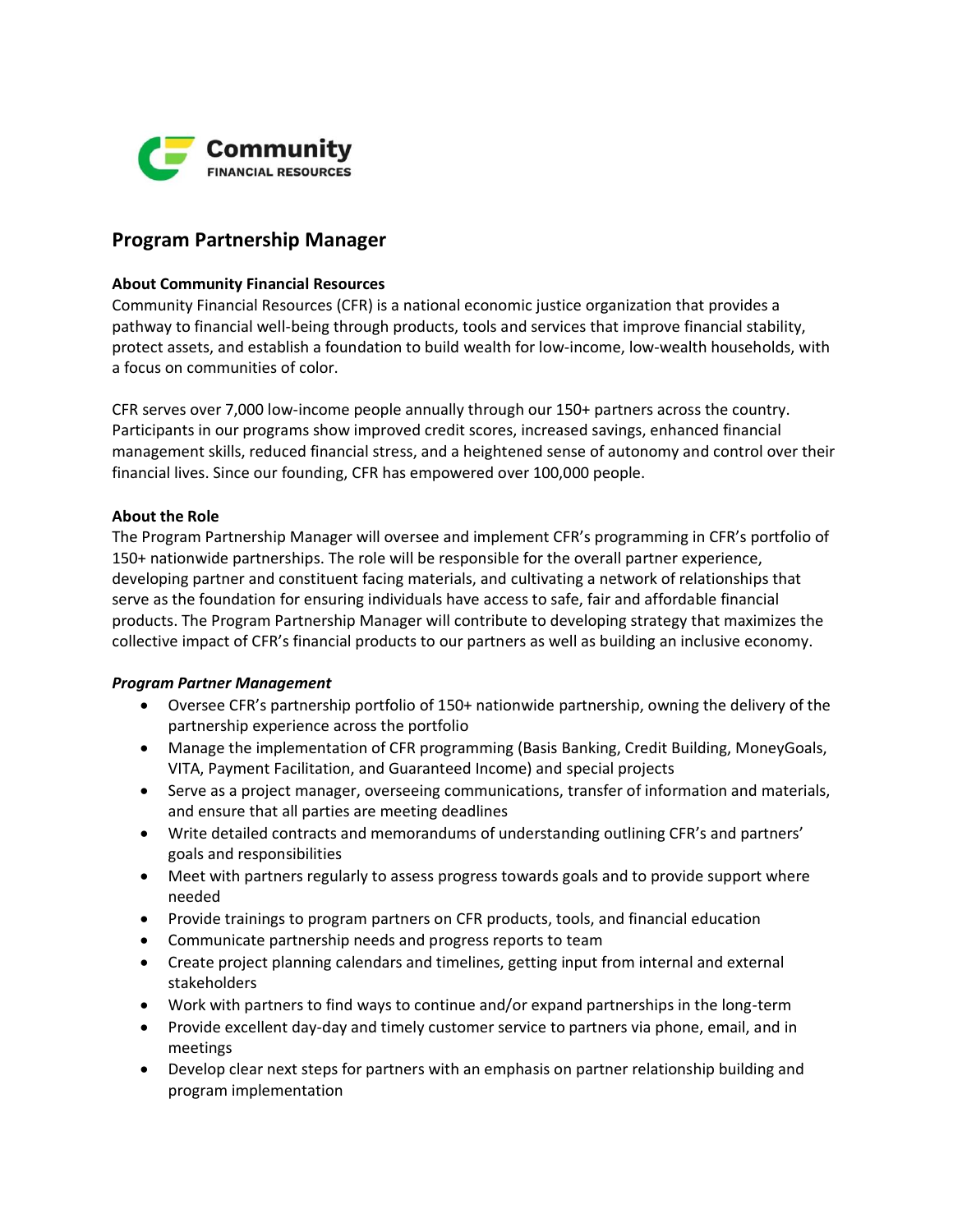**Community**
**FINANCIAL RESOURCES**

# Program Partnership Manager

**About Community Financial Resources**

Community Financial Resources (CFR) is a national economic justice organization that provides a pathway to financial well-being through products, tools and services that improve financial stability, protect assets, and establish a foundation to build wealth for low-income, low-wealth households, with a focus on communities of color.

CFR serves over 7,000 low-income people annually through our 150+ partners across the country. Participants in our programs show improved credit scores, increased savings, enhanced financial management skills, reduced financial stress, and a heightened sense of autonomy and control over their financial lives. Since our founding, CFR has empowered over 100,000 people.

**About the Role**

The Program Partnership Manager will oversee and implement CFR's programming in CFR's portfolio of 150+ nationwide partnerships. The role will be responsible for the overall partner experience, developing partner and constituent facing materials, and cultivating a network of relationships that serve as the foundation for ensuring individuals have access to safe, fair and affordable financial products. The Program Partnership Manager will contribute to developing strategy that maximizes the collective impact of CFR's financial products to our partners as well as building an inclusive economy.

***Program Partner Management***

- Oversee CFR's partnership portfolio of 150+ nationwide partnership, owning the delivery of the partnership experience across the portfolio
- Manage the implementation of CFR programming (Basis Banking, Credit Building, MoneyGoals, VITA, Payment Facilitation, and Guaranteed Income) and special projects
- Serve as a project manager, overseeing communications, transfer of information and materials, and ensure that all parties are meeting deadlines
- Write detailed contracts and memorandums of understanding outlining CFR's and partners' goals and responsibilities
- Meet with partners regularly to assess progress towards goals and to provide support where needed
- Provide trainings to program partners on CFR products, tools, and financial education
- Communicate partnership needs and progress reports to team
- Create project planning calendars and timelines, getting input from internal and external stakeholders
- Work with partners to find ways to continue and/or expand partnerships in the long-term
- Provide excellent day-day and timely customer service to partners via phone, email, and in meetings
- Develop clear next steps for partners with an emphasis on partner relationship building and program implementation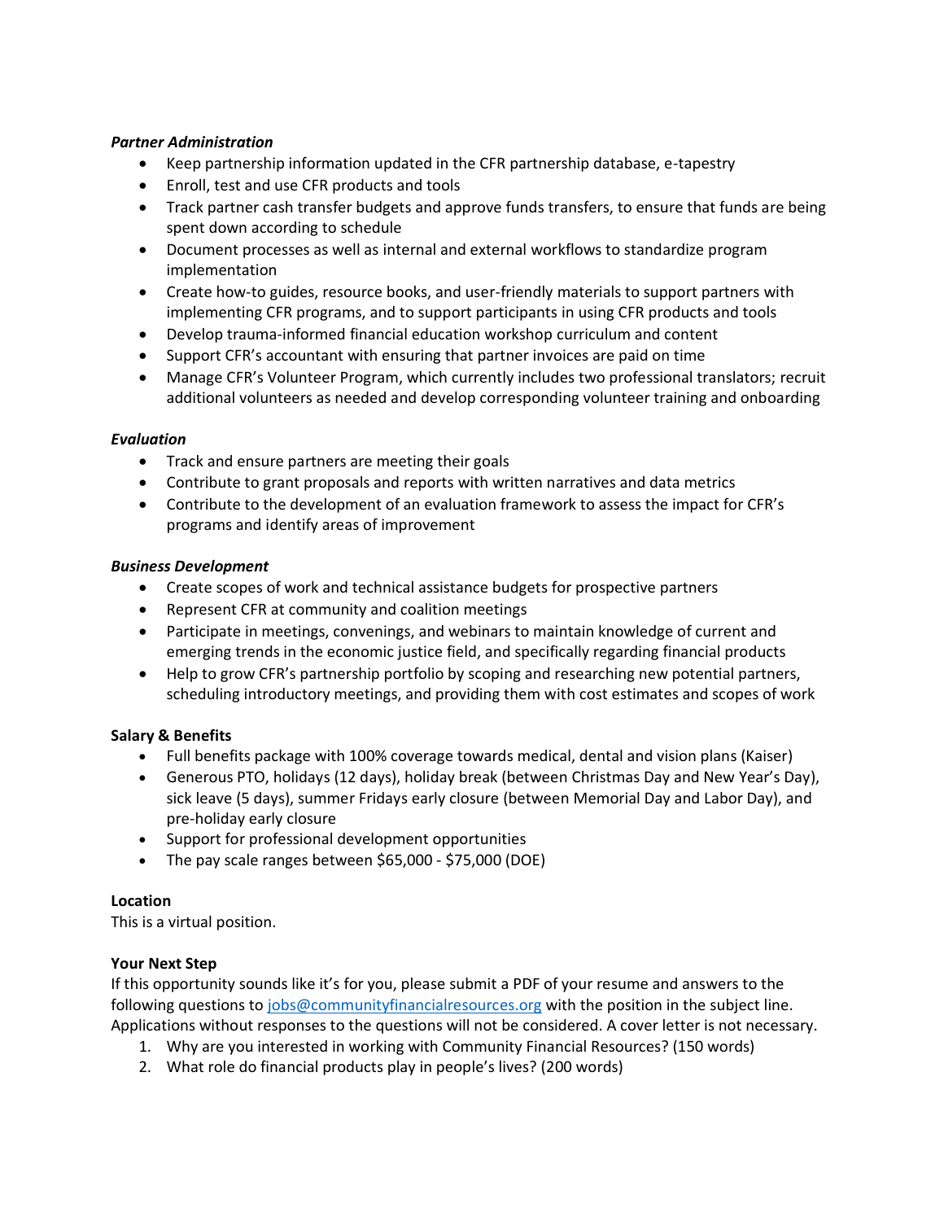***Partner Administration***

- Keep partnership information updated in the CFR partnership database, e-tapestry
- Enroll, test and use CFR products and tools
- Track partner cash transfer budgets and approve funds transfers, to ensure that funds are being spent down according to schedule
- Document processes as well as internal and external workflows to standardize program implementation
- Create how-to guides, resource books, and user-friendly materials to support partners with implementing CFR programs, and to support participants in using CFR products and tools
- Develop trauma-informed financial education workshop curriculum and content
- Support CFR's accountant with ensuring that partner invoices are paid on time
- Manage CFR's Volunteer Program, which currently includes two professional translators; recruit additional volunteers as needed and develop corresponding volunteer training and onboarding

***Evaluation***

- Track and ensure partners are meeting their goals
- Contribute to grant proposals and reports with written narratives and data metrics
- Contribute to the development of an evaluation framework to assess the impact for CFR's programs and identify areas of improvement

***Business Development***

- Create scopes of work and technical assistance budgets for prospective partners
- Represent CFR at community and coalition meetings
- Participate in meetings, convenings, and webinars to maintain knowledge of current and emerging trends in the economic justice field, and specifically regarding financial products
- Help to grow CFR's partnership portfolio by scoping and researching new potential partners, scheduling introductory meetings, and providing them with cost estimates and scopes of work

**Salary & Benefits**

- Full benefits package with 100% coverage towards medical, dental and vision plans (Kaiser)
- Generous PTO, holidays (12 days), holiday break (between Christmas Day and New Year's Day), sick leave (5 days), summer Fridays early closure (between Memorial Day and Labor Day), and pre-holiday early closure
- Support for professional development opportunities
- The pay scale ranges between $65,000 - $75,000 (DOE)

**Location**

This is a virtual position.

**Your Next Step**

If this opportunity sounds like it's for you, please submit a PDF of your resume and answers to the following questions to [jobs@communityfinancialresources.org](mailto:jobs@communityfinancialresources.org) with the position in the subject line. Applications without responses to the questions will not be considered. A cover letter is not necessary.

1. Why are you interested in working with Community Financial Resources? (150 words)
2. What role do financial products play in people's lives? (200 words)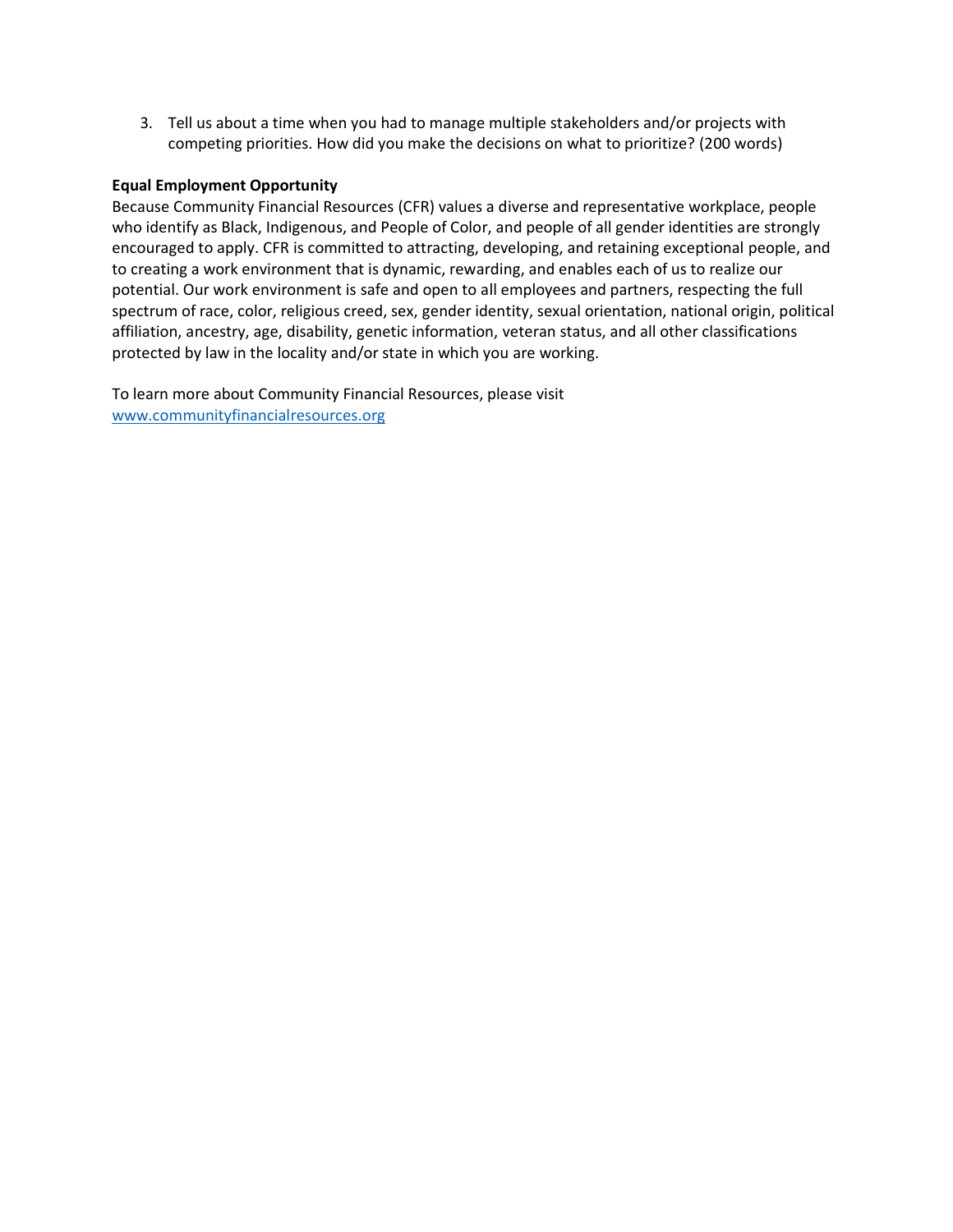3. Tell us about a time when you had to manage multiple stakeholders and/or projects with competing priorities. How did you make the decisions on what to prioritize? (200 words)

**Equal Employment Opportunity**

Because Community Financial Resources (CFR) values a diverse and representative workplace, people who identify as Black, Indigenous, and People of Color, and people of all gender identities are strongly encouraged to apply. CFR is committed to attracting, developing, and retaining exceptional people, and to creating a work environment that is dynamic, rewarding, and enables each of us to realize our potential. Our work environment is safe and open to all employees and partners, respecting the full spectrum of race, color, religious creed, sex, gender identity, sexual orientation, national origin, political affiliation, ancestry, age, disability, genetic information, veteran status, and all other classifications protected by law in the locality and/or state in which you are working.

To learn more about Community Financial Resources, please visit [www.communityfinancialresources.org](http://www.communityfinancialresources.org)